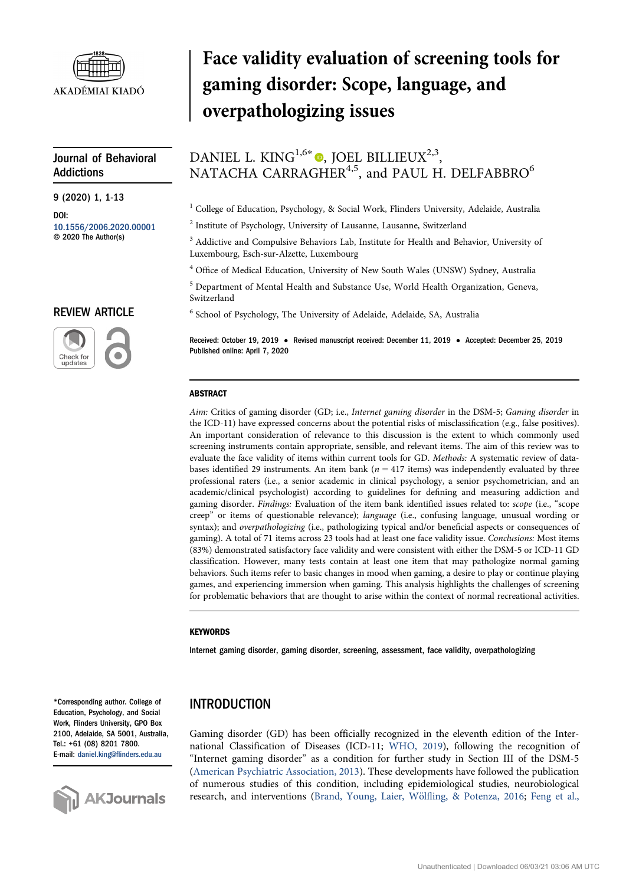# Face validity evaluation of screening tools for gaming disorder: Scope, language, and overpathologizing issues

Journal of Behavioral Addictions

DOI: 10.1556/2006.2020.00001
© 2020 The Author(s)

REVIEW ARTICLE

DANIEL L. KING[1,6*], JOEL BILLIEUX[2,3], NATACHA CARRAGHER[4,5], and PAUL H. DELFABBRO[6]

[1] College of Education, Psychology, & Social Work, Flinders University, Adelaide, Australia

[2] Institute of Psychology, University of Lausanne, Lausanne, Switzerland

[3] Addictive and Compulsive Behaviors Lab, Institute for Health and Behavior, University of Luxembourg, Esch-sur-Alzette, Luxembourg

[4] Office of Medical Education, University of New South Wales (UNSW) Sydney, Australia

[5] Department of Mental Health and Substance Use, World Health Organization, Geneva, Switzerland

[6] School of Psychology, The University of Adelaide, Adelaide, SA, Australia

Received: October 19, 2019 • Revised manuscript received: December 11, 2019 • Accepted: December 25, 2019
Published online: April 7, 2020

## ABSTRACT

*Aim:* Critics of gaming disorder (GD; i.e., *Internet gaming disorder* in the DSM-5; *Gaming disorder* in the ICD-11) have expressed concerns about the potential risks of misclassification (e.g., false positives). An important consideration of relevance to this discussion is the extent to which commonly used screening instruments contain appropriate, sensible, and relevant items. The aim of this review was to evaluate the face validity of items within current tools for GD. *Methods:* A systematic review of databases identified 29 instruments. An item bank ($n = 417$ items) was independently evaluated by three professional raters (i.e., a senior academic in clinical psychology, a senior psychometrician, and an academic/clinical psychologist) according to guidelines for defining and measuring addiction and gaming disorder. *Findings:* Evaluation of the item bank identified issues related to: *scope* (i.e., "scope creep" or items of questionable relevance); *language* (i.e., confusing language, unusual wording or syntax); and *overpathologizing* (i.e., pathologizing typical and/or beneficial aspects or consequences of gaming). A total of 71 items across 23 tools had at least one face validity issue. *Conclusions:* Most items (83%) demonstrated satisfactory face validity and were consistent with either the DSM-5 or ICD-11 GD classification. However, many tests contain at least one item that may pathologize normal gaming behaviors. Such items refer to basic changes in mood when gaming, a desire to play or continue playing games, and experiencing immersion when gaming. This analysis highlights the challenges of screening for problematic behaviors that are thought to arise within the context of normal recreational activities.

### KEYWORDS

Internet gaming disorder, gaming disorder, screening, assessment, face validity, overpathologizing

*Corresponding author. College of Education, Psychology, and Social Work, Flinders University, GPO Box 2100, Adelaide, SA 5001, Australia. Tel.: +61 (08) 8201 7800. E-mail: daniel.king@flinders.edu.au

## INTRODUCTION

Gaming disorder (GD) has been officially recognized in the eleventh edition of the International Classification of Diseases (ICD-11; WHO, 2019), following the recognition of "Internet gaming disorder" as a condition for further study in Section III of the DSM-5 (American Psychiatric Association, 2013). These developments have followed the publication of numerous studies of this condition, including epidemiological studies, neurobiological research, and interventions (Brand, Young, Laier, Wölfling, & Potenza, 2016; Feng et al.,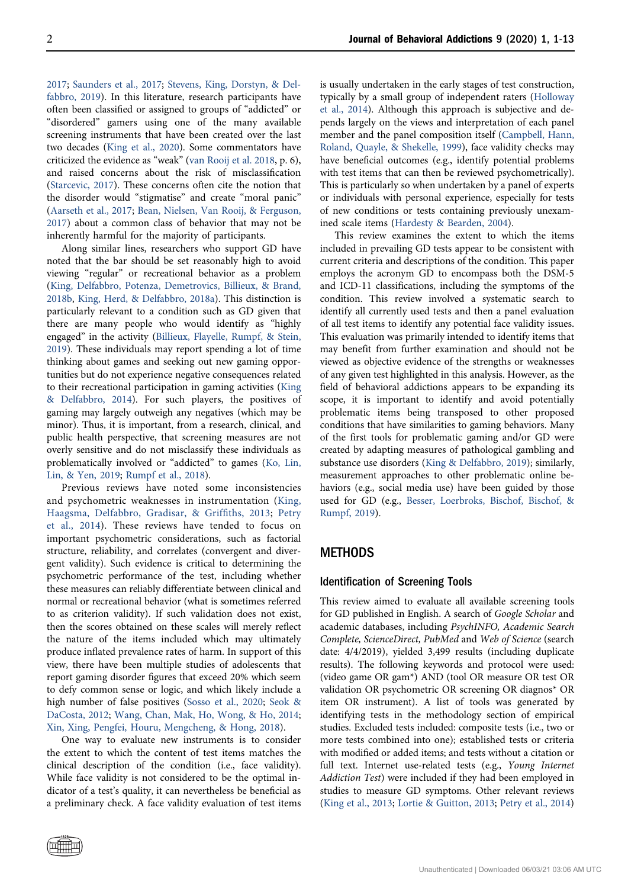2017; Saunders et al., 2017; Stevens, King, Dorstyn, & Delfabbro, 2019). In this literature, research participants have often been classified or assigned to groups of "addicted" or "disordered" gamers using one of the many available screening instruments that have been created over the last two decades (King et al., 2020). Some commentators have criticized the evidence as "weak" (van Rooij et al. 2018, p. 6), and raised concerns about the risk of misclassification (Starcevic, 2017). These concerns often cite the notion that the disorder would "stigmatise" and create "moral panic" (Aarseth et al., 2017; Bean, Nielsen, Van Rooij, & Ferguson, 2017) about a common class of behavior that may not be inherently harmful for the majority of participants.

Along similar lines, researchers who support GD have noted that the bar should be set reasonably high to avoid viewing "regular" or recreational behavior as a problem (King, Delfabbro, Potenza, Demetrovics, Billieux, & Brand, 2018b, King, Herd, & Delfabbro, 2018a). This distinction is particularly relevant to a condition such as GD given that there are many people who would identify as "highly engaged" in the activity (Billieux, Flayelle, Rumpf, & Stein, 2019). These individuals may report spending a lot of time thinking about games and seeking out new gaming opportunities but do not experience negative consequences related to their recreational participation in gaming activities (King & Delfabbro, 2014). For such players, the positives of gaming may largely outweigh any negatives (which may be minor). Thus, it is important, from a research, clinical, and public health perspective, that screening measures are not overly sensitive and do not misclassify these individuals as problematically involved or "addicted" to games (Ko, Lin, Lin, & Yen, 2019; Rumpf et al., 2018).

Previous reviews have noted some inconsistencies and psychometric weaknesses in instrumentation (King, Haagsma, Delfabbro, Gradisar, & Griffiths, 2013; Petry et al., 2014). These reviews have tended to focus on important psychometric considerations, such as factorial structure, reliability, and correlates (convergent and divergent validity). Such evidence is critical to determining the psychometric performance of the test, including whether these measures can reliably differentiate between clinical and normal or recreational behavior (what is sometimes referred to as criterion validity). If such validation does not exist, then the scores obtained on these scales will merely reflect the nature of the items included which may ultimately produce inflated prevalence rates of harm. In support of this view, there have been multiple studies of adolescents that report gaming disorder figures that exceed 20% which seem to defy common sense or logic, and which likely include a high number of false positives (Sosso et al., 2020; Seok & DaCosta, 2012; Wang, Chan, Mak, Ho, Wong, & Ho, 2014; Xin, Xing, Pengfei, Houru, Mengcheng, & Hong, 2018).

One way to evaluate new instruments is to consider the extent to which the content of test items matches the clinical description of the condition (i.e., face validity). While face validity is not considered to be the optimal indicator of a test's quality, it can nevertheless be beneficial as a preliminary check. A face validity evaluation of test items is usually undertaken in the early stages of test construction, typically by a small group of independent raters (Holloway et al., 2014). Although this approach is subjective and depends largely on the views and interpretation of each panel member and the panel composition itself (Campbell, Hann, Roland, Quayle, & Shekelle, 1999), face validity checks may have beneficial outcomes (e.g., identify potential problems with test items that can then be reviewed psychometrically). This is particularly so when undertaken by a panel of experts or individuals with personal experience, especially for tests of new conditions or tests containing previously unexamined scale items (Hardesty & Bearden, 2004).

This review examines the extent to which the items included in prevailing GD tests appear to be consistent with current criteria and descriptions of the condition. This paper employs the acronym GD to encompass both the DSM-5 and ICD-11 classifications, including the symptoms of the condition. This review involved a systematic search to identify all currently used tests and then a panel evaluation of all test items to identify any potential face validity issues. This evaluation was primarily intended to identify items that may benefit from further examination and should not be viewed as objective evidence of the strengths or weaknesses of any given test highlighted in this analysis. However, as the field of behavioral addictions appears to be expanding its scope, it is important to identify and avoid potentially problematic items being transposed to other proposed conditions that have similarities to gaming behaviors. Many of the first tools for problematic gaming and/or GD were created by adapting measures of pathological gambling and substance use disorders (King & Delfabbro, 2019); similarly, measurement approaches to other problematic online behaviors (e.g., social media use) have been guided by those used for GD (e.g., Besser, Loerbroks, Bischof, Bischof, & Rumpf, 2019).

## METHODS

### Identification of Screening Tools

This review aimed to evaluate all available screening tools for GD published in English. A search of *Google Scholar* and academic databases, including *PsychINFO, Academic Search Complete, ScienceDirect, PubMed* and *Web of Science* (search date: 4/4/2019), yielded 3,499 results (including duplicate results). The following keywords and protocol were used: (video game OR gam*) AND (tool OR measure OR test OR validation OR psychometric OR screening OR diagnos* OR item OR instrument). A list of tools was generated by identifying tests in the methodology section of empirical studies. Excluded tests included: composite tests (i.e., two or more tests combined into one); established tests or criteria with modified or added items; and tests without a citation or full text. Internet use-related tests (e.g., *Young Internet Addiction Test*) were included if they had been employed in studies to measure GD symptoms. Other relevant reviews (King et al., 2013; Lortie & Guitton, 2013; Petry et al., 2014)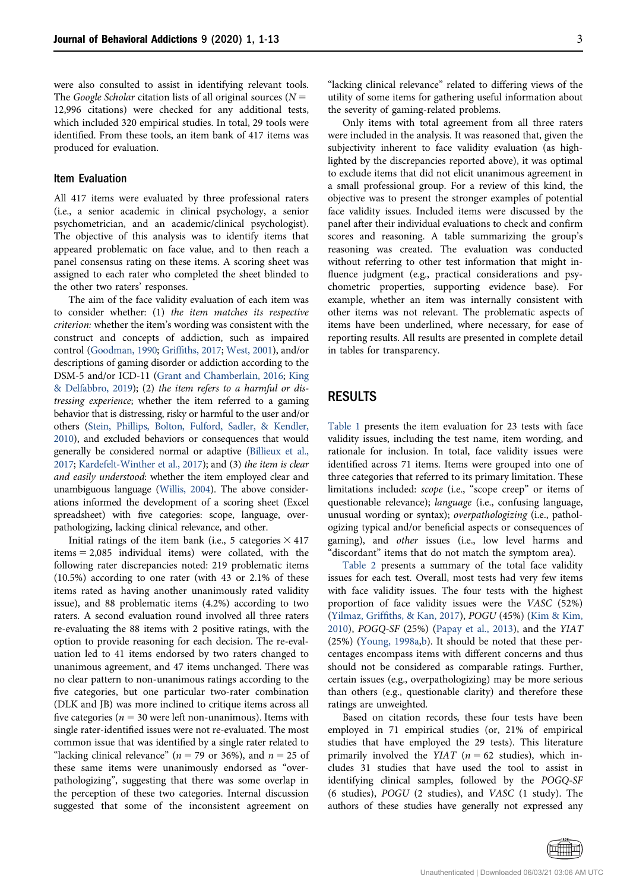were also consulted to assist in identifying relevant tools. The *Google Scholar* citation lists of all original sources ($N =$ 12,996 citations) were checked for any additional tests, which included 320 empirical studies. In total, 29 tools were identified. From these tools, an item bank of 417 items was produced for evaluation.

### Item Evaluation

All 417 items were evaluated by three professional raters (i.e., a senior academic in clinical psychology, a senior psychometrician, and an academic/clinical psychologist). The objective of this analysis was to identify items that appeared problematic on face value, and to then reach a panel consensus rating on these items. A scoring sheet was assigned to each rater who completed the sheet blinded to the other two raters' responses.

The aim of the face validity evaluation of each item was to consider whether: (1) *the item matches its respective criterion:* whether the item's wording was consistent with the construct and concepts of addiction, such as impaired control (Goodman, 1990; Griffiths, 2017; West, 2001), and/or descriptions of gaming disorder or addiction according to the DSM-5 and/or ICD-11 (Grant and Chamberlain, 2016; King & Delfabbro, 2019); (2) *the item refers to a harmful or distressing experience*; whether the item referred to a gaming behavior that is distressing, risky or harmful to the user and/or others (Stein, Phillips, Bolton, Fulford, Sadler, & Kendler, 2010), and excluded behaviors or consequences that would generally be considered normal or adaptive (Billieux et al., 2017; Kardefelt-Winther et al., 2017); and (3) *the item is clear and easily understood*: whether the item employed clear and unambiguous language (Willis, 2004). The above considerations informed the development of a scoring sheet (Excel spreadsheet) with five categories: scope, language, overpathologizing, lacking clinical relevance, and other.

Initial ratings of the item bank (i.e., 5 categories $\times$ 417 items $=$ 2,085 individual items) were collated, with the following rater discrepancies noted: 219 problematic items (10.5%) according to one rater (with 43 or 2.1% of these items rated as having another unanimously rated validity issue), and 88 problematic items (4.2%) according to two raters. A second evaluation round involved all three raters re-evaluating the 88 items with 2 positive ratings, with the option to provide reasoning for each decision. The re-evaluation led to 41 items endorsed by two raters changed to unanimous agreement, and 47 items unchanged. There was no clear pattern to non-unanimous ratings according to the five categories, but one particular two-rater combination (DLK and JB) was more inclined to critique items across all five categories ($n = 30$ were left non-unanimous). Items with single rater-identified issues were not re-evaluated. The most common issue that was identified by a single rater related to "lacking clinical relevance" ($n = 79$ or 36%), and $n = 25$ of these same items were unanimously endorsed as "overpathologizing", suggesting that there was some overlap in the perception of these two categories. Internal discussion suggested that some of the inconsistent agreement on "lacking clinical relevance" related to differing views of the utility of some items for gathering useful information about the severity of gaming-related problems.

Only items with total agreement from all three raters were included in the analysis. It was reasoned that, given the subjectivity inherent to face validity evaluation (as highlighted by the discrepancies reported above), it was optimal to exclude items that did not elicit unanimous agreement in a small professional group. For a review of this kind, the objective was to present the stronger examples of potential face validity issues. Included items were discussed by the panel after their individual evaluations to check and confirm scores and reasoning. A table summarizing the group's reasoning was created. The evaluation was conducted without referring to other test information that might influence judgment (e.g., practical considerations and psychometric properties, supporting evidence base). For example, whether an item was internally consistent with other items was not relevant. The problematic aspects of items have been underlined, where necessary, for ease of reporting results. All results are presented in complete detail in tables for transparency.

## RESULTS

Table 1 presents the item evaluation for 23 tests with face validity issues, including the test name, item wording, and rationale for inclusion. In total, face validity issues were identified across 71 items. Items were grouped into one of three categories that referred to its primary limitation. These limitations included: *scope* (i.e., "scope creep" or items of questionable relevance); *language* (i.e., confusing language, unusual wording or syntax); *overpathologizing* (i.e., pathologizing typical and/or beneficial aspects or consequences of gaming), and *other* issues (i.e., low level harms and "discordant" items that do not match the symptom area).

Table 2 presents a summary of the total face validity issues for each test. Overall, most tests had very few items with face validity issues. The four tests with the highest proportion of face validity issues were the *VASC* (52%) (Yilmaz, Griffiths, & Kan, 2017), *POGU* (45%) (Kim & Kim, 2010), *POGQ-SF* (25%) (Papay et al., 2013), and the *YIAT* (25%) (Young, 1998a,b). It should be noted that these percentages encompass items with different concerns and thus should not be considered as comparable ratings. Further, certain issues (e.g., overpathologizing) may be more serious than others (e.g., questionable clarity) and therefore these ratings are unweighted.

Based on citation records, these four tests have been employed in 71 empirical studies (or, 21% of empirical studies that have employed the 29 tests). This literature primarily involved the *YIAT* ($n = 62$ studies), which includes 31 studies that have used the tool to assist in identifying clinical samples, followed by the *POGQ-SF* (6 studies), *POGU* (2 studies), and *VASC* (1 study). The authors of these studies have generally not expressed any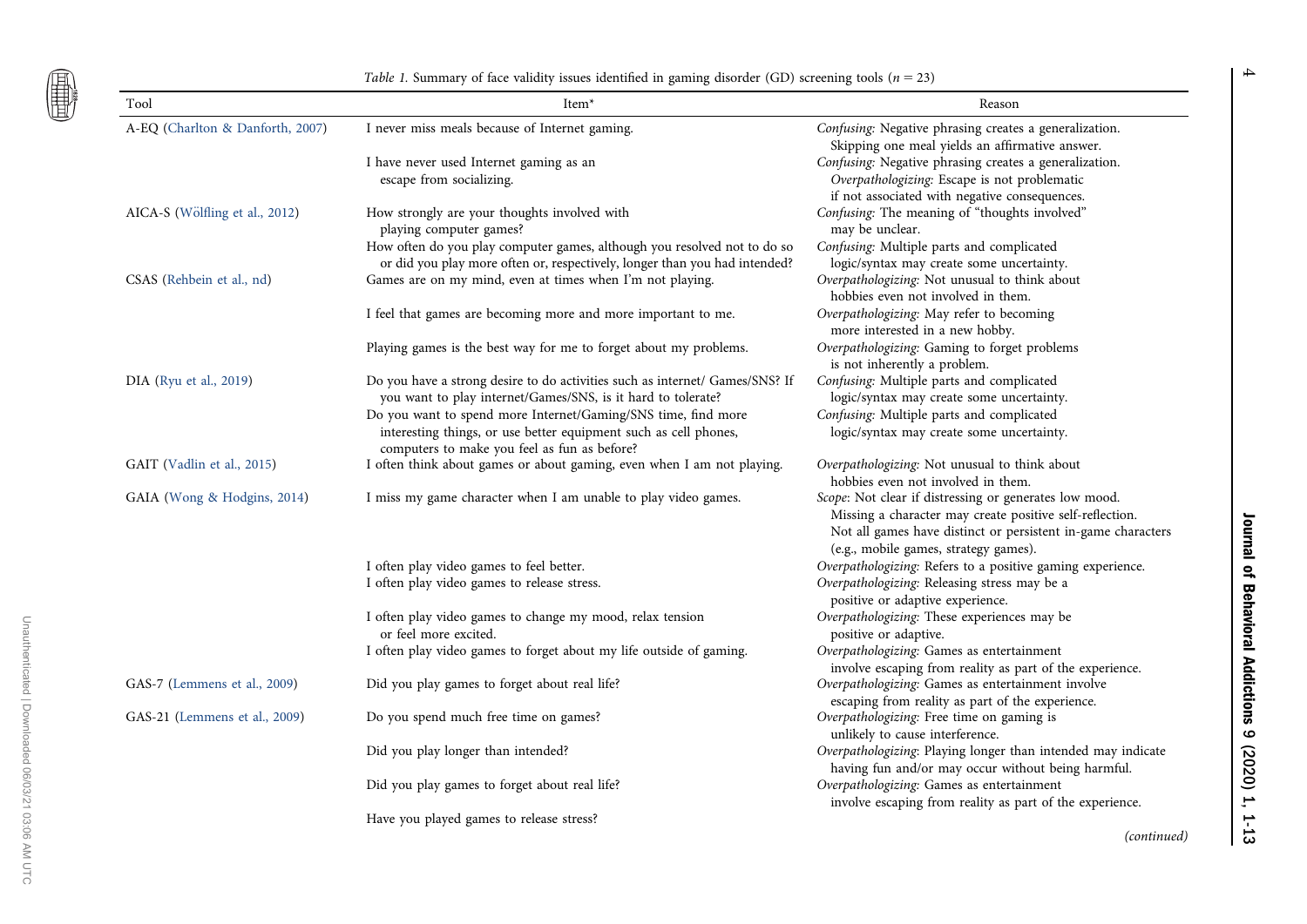*Table 1.* Summary of face validity issues identified in gaming disorder (GD) screening tools ($n = 23$)

| Tool | Item* | Reason |
|---|---|---|
| A-EQ (Charlton & Danforth, 2007) | I never miss meals because of Internet gaming. | *Confusing:* Negative phrasing creates a generalization. Skipping one meal yields an affirmative answer. |
| | I have never used Internet gaming as an escape from socializing. | *Confusing:* Negative phrasing creates a generalization. *Overpathologizing:* Escape is not problematic if not associated with negative consequences. |
| AICA-S (Wölfling et al., 2012) | How strongly are your thoughts involved with playing computer games? | *Confusing:* The meaning of "thoughts involved" may be unclear. |
| | How often do you play computer games, although you resolved not to do so or did you play more often or, respectively, longer than you had intended? | *Confusing:* Multiple parts and complicated logic/syntax may create some uncertainty. |
| CSAS (Rehbein et al., nd) | Games are on my mind, even at times when I'm not playing. | *Overpathologizing:* Not unusual to think about hobbies even not involved in them. |
| | I feel that games are becoming more and more important to me. | *Overpathologizing:* May refer to becoming more interested in a new hobby. |
| | Playing games is the best way for me to forget about my problems. | *Overpathologizing:* Gaming to forget problems is not inherently a problem. |
| DIA (Ryu et al., 2019) | Do you have a strong desire to do activities such as internet/ Games/SNS? If you want to play internet/Games/SNS, is it hard to tolerate? | *Confusing:* Multiple parts and complicated logic/syntax may create some uncertainty. |
| | Do you want to spend more Internet/Gaming/SNS time, find more interesting things, or use better equipment such as cell phones, computers to make you feel as fun as before? | *Confusing:* Multiple parts and complicated logic/syntax may create some uncertainty. |
| GAIT (Vadlin et al., 2015) | I often think about games or about gaming, even when I am not playing. | *Overpathologizing:* Not unusual to think about hobbies even not involved in them. |
| GAIA (Wong & Hodgins, 2014) | I miss my game character when I am unable to play video games. | *Scope*: Not clear if distressing or generates low mood. Missing a character may create positive self-reflection. Not all games have distinct or persistent in-game characters (e.g., mobile games, strategy games). |
| | I often play video games to feel better. | *Overpathologizing:* Refers to a positive gaming experience. |
| | I often play video games to release stress. | *Overpathologizing:* Releasing stress may be a positive or adaptive experience. |
| | I often play video games to change my mood, relax tension or feel more excited. | *Overpathologizing:* These experiences may be positive or adaptive. |
| | I often play video games to forget about my life outside of gaming. | *Overpathologizing:* Games as entertainment involve escaping from reality as part of the experience. |
| GAS-7 (Lemmens et al., 2009) | Did you play games to forget about real life? | *Overpathologizing:* Games as entertainment involve escaping from reality as part of the experience. |
| GAS-21 (Lemmens et al., 2009) | Do you spend much free time on games? | *Overpathologizing:* Free time on gaming is unlikely to cause interference. |
| | Did you play longer than intended? | *Overpathologizing*: Playing longer than intended may indicate having fun and/or may occur without being harmful. |
| | Did you play games to forget about real life? | *Overpathologizing:* Games as entertainment involve escaping from reality as part of the experience. |
| | Have you played games to release stress? | |

*(continued)*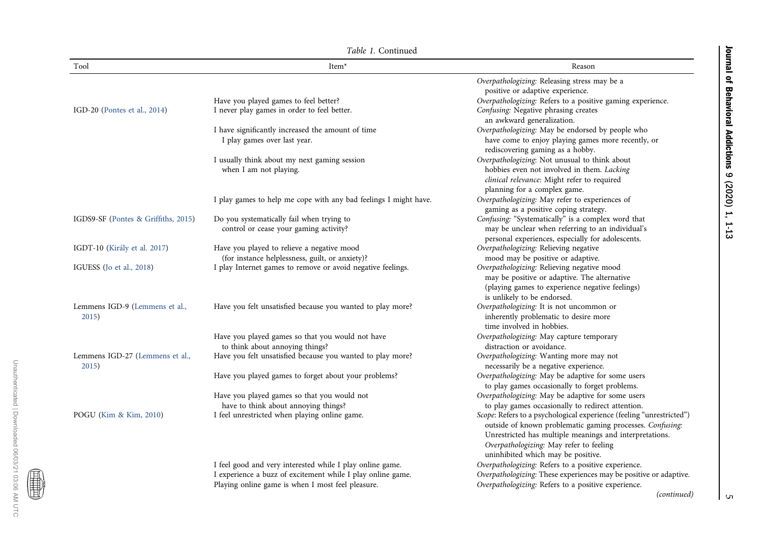Table 1. Continued

| Tool | Item* | Reason |
|---|---|---|
| | | *Overpathologizing:* Releasing stress may be a positive or adaptive experience. |
| | Have you played games to feel better? | *Overpathologizing:* Refers to a positive gaming experience. |
| IGD-20 (Pontes et al., 2014) | I never play games in order to feel better. | *Confusing:* Negative phrasing creates an awkward generalization. |
| | I have significantly increased the amount of time I play games over last year. | *Overpathologizing:* May be endorsed by people who have come to enjoy playing games more recently, or rediscovering gaming as a hobby. |
| | I usually think about my next gaming session when I am not playing. | *Overpathologizing*: Not unusual to think about hobbies even not involved in them. *Lacking clinical relevance*: Might refer to required planning for a complex game. |
| | I play games to help me cope with any bad feelings I might have. | *Overpathologizing:* May refer to experiences of gaming as a positive coping strategy. |
| IGDS9-SF (Pontes & Griffiths, 2015) | Do you systematically fail when trying to control or cease your gaming activity? | *Confusing:* "Systematically" is a complex word that may be unclear when referring to an individual's personal experiences, especially for adolescents. |
| IGDT-10 (Király et al. 2017) | Have you played to relieve a negative mood (for instance helplessness, guilt, or anxiety)? | *Overpathologizing:* Relieving negative mood may be positive or adaptive. |
| IGUESS (Jo et al., 2018) | I play Internet games to remove or avoid negative feelings. | *Overpathologizing:* Relieving negative mood may be positive or adaptive. The alternative (playing games to experience negative feelings) is unlikely to be endorsed. |
| Lemmens IGD-9 (Lemmens et al., 2015) | Have you felt unsatisfied because you wanted to play more? | *Overpathologizing:* It is not uncommon or inherently problematic to desire more time involved in hobbies. |
| | Have you played games so that you would not have to think about annoying things? | *Overpathologizing:* May capture temporary distraction or avoidance. |
| Lemmens IGD-27 (Lemmens et al., 2015) | Have you felt unsatisfied because you wanted to play more? | *Overpathologizing:* Wanting more may not necessarily be a negative experience. |
| | Have you played games to forget about your problems? | *Overpathologizing:* May be adaptive for some users to play games occasionally to forget problems. |
| | Have you played games so that you would not have to think about annoying things? | *Overpathologizing:* May be adaptive for some users to play games occasionally to redirect attention. |
| POGU (Kim & Kim, 2010) | I feel unrestricted when playing online game. | *Scope*: Refers to a psychological experience (feeling "unrestricted") outside of known problematic gaming processes. *Confusing:* Unrestricted has multiple meanings and interpretations. *Overpathologizing:* May refer to feeling uninhibited which may be positive. |
| | I feel good and very interested while I play online game. | *Overpathologizing:* Refers to a positive experience. |
| | I experience a buzz of excitement while I play online game. | *Overpathologizing:* These experiences may be positive or adaptive. |
| | Playing online game is when I most feel pleasure. | *Overpathologizing:* Refers to a positive experience. |

*(continued)*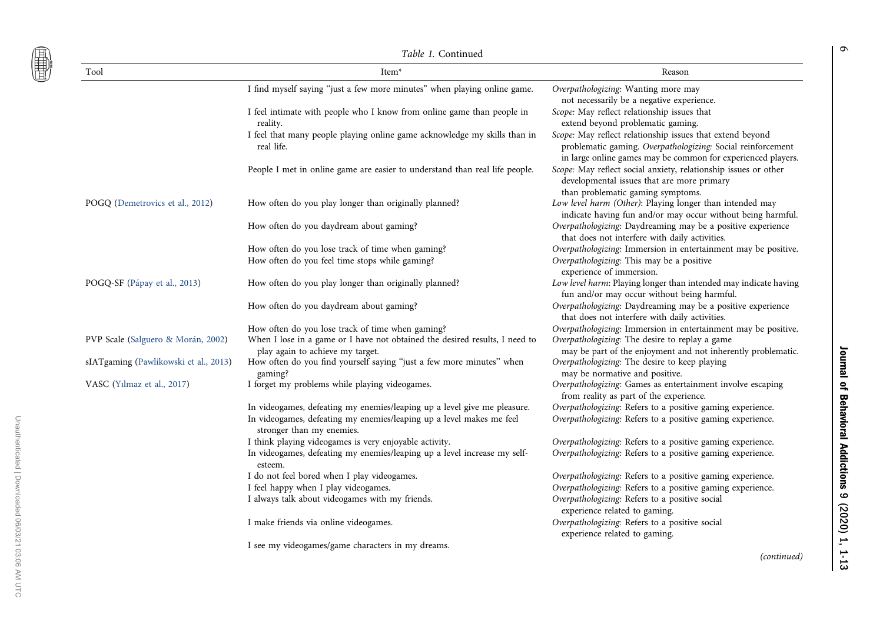Table 1. Continued

| Tool | Item* | Reason |
| --- | --- | --- |
| | I find myself saying "just a few more minutes" when playing online game. | *Overpathologizing:* Wanting more may not necessarily be a negative experience. |
| | I feel intimate with people who I know from online game than people in reality. | *Scope:* May reflect relationship issues that extend beyond problematic gaming. |
| | I feel that many people playing online game acknowledge my skills than in real life. | *Scope:* May reflect relationship issues that extend beyond problematic gaming. *Overpathologizing:* Social reinforcement in large online games may be common for experienced players. |
| | People I met in online game are easier to understand than real life people. | *Scope:* May reflect social anxiety, relationship issues or other developmental issues that are more primary than problematic gaming symptoms. |
| POGQ (Demetrovics et al., 2012) | How often do you play longer than originally planned? | *Low level harm (Other):* Playing longer than intended may indicate having fun and/or may occur without being harmful. |
| | How often do you daydream about gaming? | *Overpathologizing:* Daydreaming may be a positive experience that does not interfere with daily activities. |
| | How often do you lose track of time when gaming? | *Overpathologizing:* Immersion in entertainment may be positive. |
| | How often do you feel time stops while gaming? | *Overpathologizing:* This may be a positive experience of immersion. |
| POGQ-SF (Pápay et al., 2013) | How often do you play longer than originally planned? | *Low level harm:* Playing longer than intended may indicate having fun and/or may occur without being harmful. |
| | How often do you daydream about gaming? | *Overpathologizing:* Daydreaming may be a positive experience that does not interfere with daily activities. |
| | How often do you lose track of time when gaming? | *Overpathologizing:* Immersion in entertainment may be positive. |
| PVP Scale (Salguero & Morán, 2002) | When I lose in a game or I have not obtained the desired results, I need to play again to achieve my target. | *Overpathologizing:* The desire to replay a game may be part of the enjoyment and not inherently problematic. |
| sIATgaming (Pawlikowski et al., 2013) | How often do you find yourself saying "just a few more minutes" when gaming? | *Overpathologizing:* The desire to keep playing may be normative and positive. |
| VASC (Yılmaz et al., 2017) | I forget my problems while playing videogames. | *Overpathologizing:* Games as entertainment involve escaping from reality as part of the experience. |
| | In videogames, defeating my enemies/leaping up a level give me pleasure. | *Overpathologizing:* Refers to a positive gaming experience. |
| | In videogames, defeating my enemies/leaping up a level makes me feel stronger than my enemies. | *Overpathologizing:* Refers to a positive gaming experience. |
| | I think playing videogames is very enjoyable activity. | *Overpathologizing:* Refers to a positive gaming experience. |
| | In videogames, defeating my enemies/leaping up a level increase my self-esteem. | *Overpathologizing:* Refers to a positive gaming experience. |
| | I do not feel bored when I play videogames. | *Overpathologizing:* Refers to a positive gaming experience. |
| | I feel happy when I play videogames. | *Overpathologizing:* Refers to a positive gaming experience. |
| | I always talk about videogames with my friends. | *Overpathologizing:* Refers to a positive social experience related to gaming. |
| | I make friends via online videogames. | *Overpathologizing:* Refers to a positive social experience related to gaming. |
| | I see my videogames/game characters in my dreams. | |

*(continued)*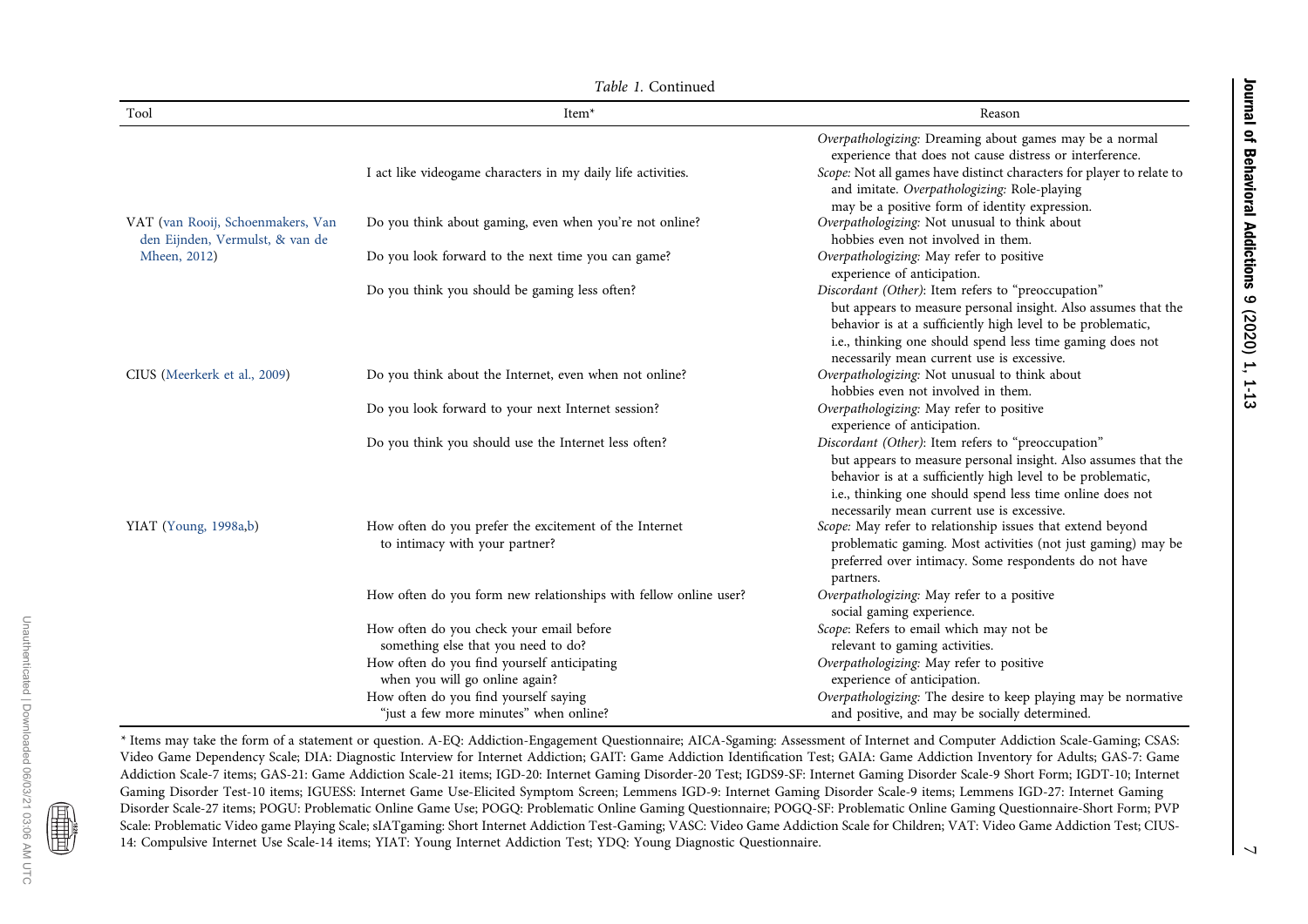*Table 1.* Continued

| Tool | Item* | Reason |
|---|---|---|
| | | *Overpathologizing:* Dreaming about games may be a normal experience that does not cause distress or interference. |
| | I act like videogame characters in my daily life activities. | *Scope:* Not all games have distinct characters for player to relate to and imitate. *Overpathologizing:* Role-playing may be a positive form of identity expression. |
| VAT (van Rooij, Schoenmakers, Van den Eijnden, Vermulst, & van de Mheen, 2012) | Do you think about gaming, even when you're not online? | *Overpathologizing:* Not unusual to think about hobbies even not involved in them. |
| | Do you look forward to the next time you can game? | *Overpathologizing:* May refer to positive experience of anticipation. |
| | Do you think you should be gaming less often? | *Discordant (Other)*: Item refers to "preoccupation" but appears to measure personal insight. Also assumes that the behavior is at a sufficiently high level to be problematic, i.e., thinking one should spend less time gaming does not necessarily mean current use is excessive. |
| CIUS (Meerkerk et al., 2009) | Do you think about the Internet, even when not online? | *Overpathologizing:* Not unusual to think about hobbies even not involved in them. |
| | Do you look forward to your next Internet session? | *Overpathologizing:* May refer to positive experience of anticipation. |
| | Do you think you should use the Internet less often? | *Discordant (Other)*: Item refers to "preoccupation" but appears to measure personal insight. Also assumes that the behavior is at a sufficiently high level to be problematic, i.e., thinking one should spend less time online does not necessarily mean current use is excessive. |
| YIAT (Young, 1998a,b) | How often do you prefer the excitement of the Internet to intimacy with your partner? | *Scope:* May refer to relationship issues that extend beyond problematic gaming. Most activities (not just gaming) may be preferred over intimacy. Some respondents do not have partners. |
| | How often do you form new relationships with fellow online user? | *Overpathologizing:* May refer to a positive social gaming experience. |
| | How often do you check your email before something else that you need to do? | *Scope*: Refers to email which may not be relevant to gaming activities. |
| | How often do you find yourself anticipating when you will go online again? | *Overpathologizing:* May refer to positive experience of anticipation. |
| | How often do you find yourself saying "just a few more minutes" when online? | *Overpathologizing:* The desire to keep playing may be normative and positive, and may be socially determined. |

* Items may take the form of a statement or question. A-EQ: Addiction-Engagement Questionnaire; AICA-Sgaming: Assessment of Internet and Computer Addiction Scale-Gaming; CSAS: Video Game Dependency Scale; DIA: Diagnostic Interview for Internet Addiction; GAIT: Game Addiction Identification Test; GAIA: Game Addiction Inventory for Adults; GAS-7: Game Addiction Scale-7 items; GAS-21: Game Addiction Scale-21 items; IGD-20: Internet Gaming Disorder-20 Test; IGDS9-SF: Internet Gaming Disorder Scale-9 Short Form; IGDT-10; Internet Gaming Disorder Test-10 items; IGUESS: Internet Game Use-Elicited Symptom Screen; Lemmens IGD-9: Internet Gaming Disorder Scale-9 items; Lemmens IGD-27: Internet Gaming Disorder Scale-27 items; POGU: Problematic Online Game Use; POGQ: Problematic Online Gaming Questionnaire; POGQ-SF: Problematic Online Gaming Questionnaire-Short Form; PVP Scale: Problematic Video game Playing Scale; sIATgaming: Short Internet Addiction Test-Gaming; VASC: Video Game Addiction Scale for Children; VAT: Video Game Addiction Test; CIUS-14: Compulsive Internet Use Scale-14 items; YIAT: Young Internet Addiction Test; YDQ: Young Diagnostic Questionnaire.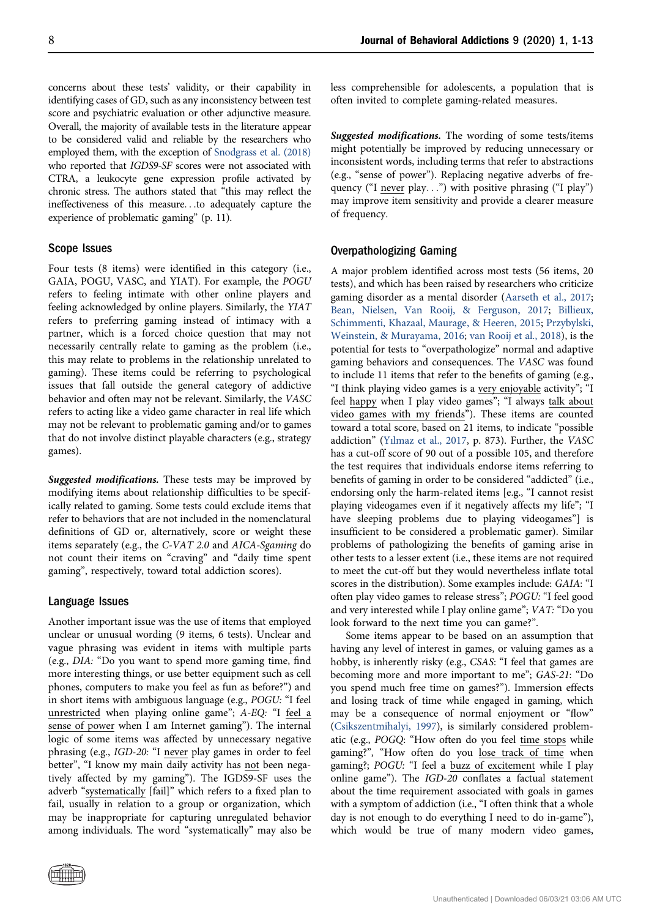concerns about these tests' validity, or their capability in identifying cases of GD, such as any inconsistency between test score and psychiatric evaluation or other adjunctive measure. Overall, the majority of available tests in the literature appear to be considered valid and reliable by the researchers who employed them, with the exception of Snodgrass et al. (2018) who reported that *IGDS9-SF* scores were not associated with CTRA, a leukocyte gene expression profile activated by chronic stress. The authors stated that "this may reflect the ineffectiveness of this measure…to adequately capture the experience of problematic gaming" (p. 11).

## Scope Issues

Four tests (8 items) were identified in this category (i.e., GAIA, POGU, VASC, and YIAT). For example, the *POGU* refers to feeling intimate with other online players and feeling acknowledged by online players. Similarly, the *YIAT* refers to preferring gaming instead of intimacy with a partner, which is a forced choice question that may not necessarily centrally relate to gaming as the problem (i.e., this may relate to problems in the relationship unrelated to gaming). These items could be referring to psychological issues that fall outside the general category of addictive behavior and often may not be relevant. Similarly, the *VASC* refers to acting like a video game character in real life which may not be relevant to problematic gaming and/or to games that do not involve distinct playable characters (e.g., strategy games).

***Suggested modifications.*** These tests may be improved by modifying items about relationship difficulties to be specifically related to gaming. Some tests could exclude items that refer to behaviors that are not included in the nomenclatural definitions of GD or, alternatively, score or weight these items separately (e.g., the *C-VAT 2.0* and *AICA-Sgaming* do not count their items on "craving" and "daily time spent gaming", respectively, toward total addiction scores).

## Language Issues

Another important issue was the use of items that employed unclear or unusual wording (9 items, 6 tests). Unclear and vague phrasing was evident in items with multiple parts (e.g., *DIA:* "Do you want to spend more gaming time, find more interesting things, or use better equipment such as cell phones, computers to make you feel as fun as before?") and in short items with ambiguous language (e.g., *POGU:* "I feel unrestricted when playing online game"; *A-EQ:* "I feel a sense of power when I am Internet gaming"). The internal logic of some items was affected by unnecessary negative phrasing (e.g., *IGD-20:* "I never play games in order to feel better", "I know my main daily activity has not been negatively affected by my gaming"). The IGDS9-SF uses the adverb "systematically [fail]" which refers to a fixed plan to fail, usually in relation to a group or organization, which may be inappropriate for capturing unregulated behavior among individuals. The word "systematically" may also be less comprehensible for adolescents, a population that is often invited to complete gaming-related measures.

***Suggested modifications.*** The wording of some tests/items might potentially be improved by reducing unnecessary or inconsistent words, including terms that refer to abstractions (e.g., "sense of power"). Replacing negative adverbs of frequency ("I never play…") with positive phrasing ("I play") may improve item sensitivity and provide a clearer measure of frequency.

## Overpathologizing Gaming

A major problem identified across most tests (56 items, 20 tests), and which has been raised by researchers who criticize gaming disorder as a mental disorder (Aarseth et al., 2017; Bean, Nielsen, Van Rooij, & Ferguson, 2017; Billieux, Schimmenti, Khazaal, Maurage, & Heeren, 2015; Przybylski, Weinstein, & Murayama, 2016; van Rooij et al., 2018), is the potential for tests to "overpathologize" normal and adaptive gaming behaviors and consequences. The *VASC* was found to include 11 items that refer to the benefits of gaming (e.g., "I think playing video games is a very enjoyable activity"; "I feel happy when I play video games"; "I always talk about video games with my friends"). These items are counted toward a total score, based on 21 items, to indicate "possible addiction" (Yılmaz et al., 2017, p. 873). Further, the *VASC* has a cut-off score of 90 out of a possible 105, and therefore the test requires that individuals endorse items referring to benefits of gaming in order to be considered "addicted" (i.e., endorsing only the harm-related items [e.g., "I cannot resist playing videogames even if it negatively affects my life"; "I have sleeping problems due to playing videogames"] is insufficient to be considered a problematic gamer). Similar problems of pathologizing the benefits of gaming arise in other tests to a lesser extent (i.e., these items are not required to meet the cut-off but they would nevertheless inflate total scores in the distribution). Some examples include: *GAIA*: "I often play video games to release stress"; *POGU*: "I feel good and very interested while I play online game"; *VAT*: "Do you look forward to the next time you can game?".

Some items appear to be based on an assumption that having any level of interest in games, or valuing games as a hobby, is inherently risky (e.g., *CSAS*: "I feel that games are becoming more and more important to me"; *GAS-21*: "Do you spend much free time on games?"). Immersion effects and losing track of time while engaged in gaming, which may be a consequence of normal enjoyment or "flow" (Csikszentmihalyi, 1997), is similarly considered problematic (e.g., *POGQ*: "How often do you feel time stops while gaming?", "How often do you lose track of time when gaming?; *POGU:* "I feel a buzz of excitement while I play online game"). The *IGD-20* conflates a factual statement about the time requirement associated with goals in games with a symptom of addiction (i.e., "I often think that a whole day is not enough to do everything I need to do in-game"), which would be true of many modern video games,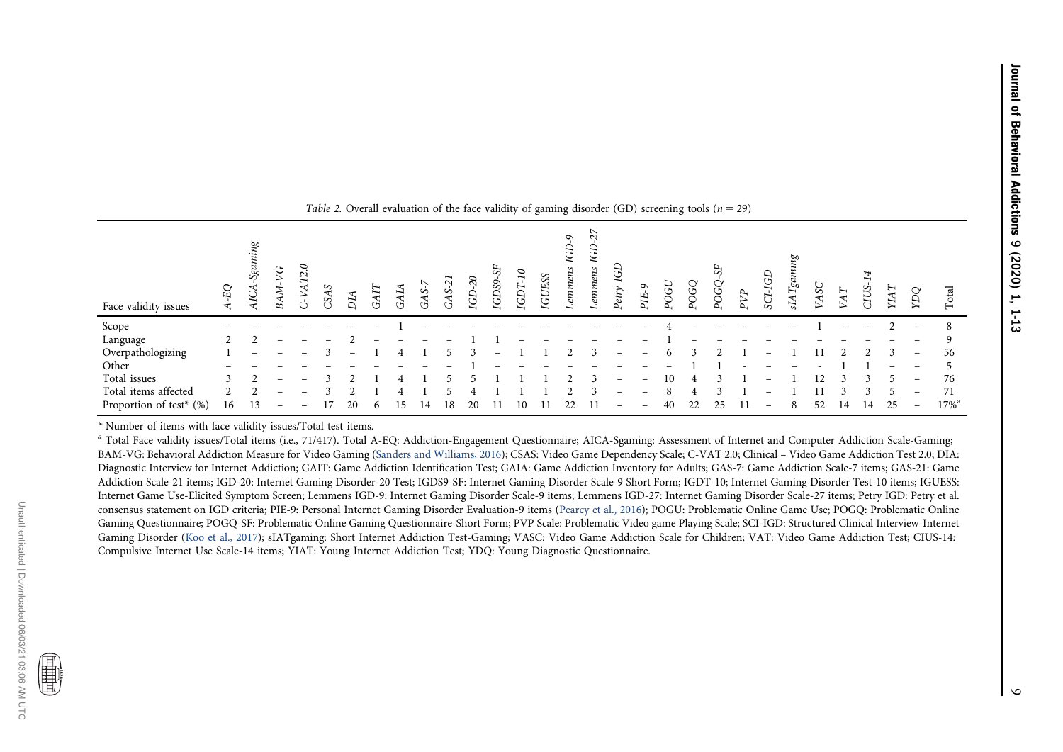*Table 2.* Overall evaluation of the face validity of gaming disorder (GD) screening tools ($n = 29$)

| Face validity issues | *A-EQ* | *AICA-Sgaming* | *BAM-VG* | *C-VAT2.0* | *CSAS* | *DIA* | *GAIT* | *GAIA* | *GAS-7* | *GAS-21* | *IGD-20* | *IGDS9-SF* | *IGDT-10* | *IGUESS* | *Lemmens IGD-9* | *Lemmens IGD-27* | *Petry IGD* | *PIE-9* | *POGU* | *POGQ* | *POGQ-SF* | *PVP* | *SCI-IGD* | *sIATgaming* | *VASC* | *VAT* | *CIUS-14* | *YIAT* | *YDQ* | Total |
|---|---|---|---|---|---|---|---|---|---|---|---|---|---|---|---|---|---|---|---|---|---|---|---|---|---|---|---|---|---|---|
| Scope | – | – | – | – | – | – | – | 1 | – | – | – | – | – | – | – | – | – | – | 4 | – | – | – | – | – | 1 | – | - | 2 | – | 8 |
| Language | 2 | 2 | – | – | – | 2 | – | – | – | – | 1 | 1 | – | – | – | – | – | – | 1 | – | – | – | – | – | – | – | – | – | – | 9 |
| Overpathologizing | 1 | – | – | – | 3 | – | 1 | 4 | 1 | 5 | 3 | – | 1 | 1 | 2 | 3 | – | – | 6 | 3 | 2 | 1 | – | 1 | 11 | 2 | 2 | 3 | – | 56 |
| Other | – | – | – | – | – | – | – | – | – | – | 1 | – | – | – | – | – | – | – | – | 1 | 1 | - | – | – | – | 1 | 1 | – | – | 5 |
| Total issues | 3 | 2 | – | – | 3 | 2 | 1 | 4 | 1 | 5 | 5 | 1 | 1 | 1 | 2 | 3 | – | – | 10 | 4 | 3 | 1 | – | 1 | 12 | 3 | 3 | 5 | – | 76 |
| Total items affected | 2 | 2 | – | – | 3 | 2 | 1 | 4 | 1 | 5 | 4 | 1 | 1 | 1 | 2 | 3 | – | – | 8 | 4 | 3 | 1 | – | 1 | 11 | 3 | 3 | 5 | – | 71 |
| Proportion of test* (%) | 16 | 13 | – | – | 17 | 20 | 6 | 15 | 14 | 18 | 20 | 11 | 10 | 11 | 22 | 11 | – | – | 40 | 22 | 25 | 11 | – | 8 | 52 | 14 | 14 | 25 | – | 17%[a] |

* Number of items with face validity issues/Total test items.

[a] Total Face validity issues/Total items (i.e., 71/417). Total A-EQ: Addiction-Engagement Questionnaire; AICA-Sgaming: Assessment of Internet and Computer Addiction Scale-Gaming; BAM-VG: Behavioral Addiction Measure for Video Gaming (Sanders and Williams, 2016); CSAS: Video Game Dependency Scale; C-VAT 2.0; Clinical – Video Game Addiction Test 2.0; DIA: Diagnostic Interview for Internet Addiction; GAIT: Game Addiction Identification Test; GAIA: Game Addiction Inventory for Adults; GAS-7: Game Addiction Scale-7 items; GAS-21: Game Addiction Scale-21 items; IGD-20: Internet Gaming Disorder-20 Test; IGDS9-SF: Internet Gaming Disorder Scale-9 Short Form; IGDT-10; Internet Gaming Disorder Test-10 items; IGUESS: Internet Game Use-Elicited Symptom Screen; Lemmens IGD-9: Internet Gaming Disorder Scale-9 items; Lemmens IGD-27: Internet Gaming Disorder Scale-27 items; Petry IGD: Petry et al. consensus statement on IGD criteria; PIE-9: Personal Internet Gaming Disorder Evaluation-9 items (Pearcy et al., 2016); POGU: Problematic Online Game Use; POGQ: Problematic Online Gaming Questionnaire; POGQ-SF: Problematic Online Gaming Questionnaire-Short Form; PVP Scale: Problematic Video game Playing Scale; SCI-IGD: Structured Clinical Interview-Internet Gaming Disorder (Koo et al., 2017); sIATgaming: Short Internet Addiction Test-Gaming; VASC: Video Game Addiction Scale for Children; VAT: Video Game Addiction Test; CIUS-14: Compulsive Internet Use Scale-14 items; YIAT: Young Internet Addiction Test; YDQ: Young Diagnostic Questionnaire.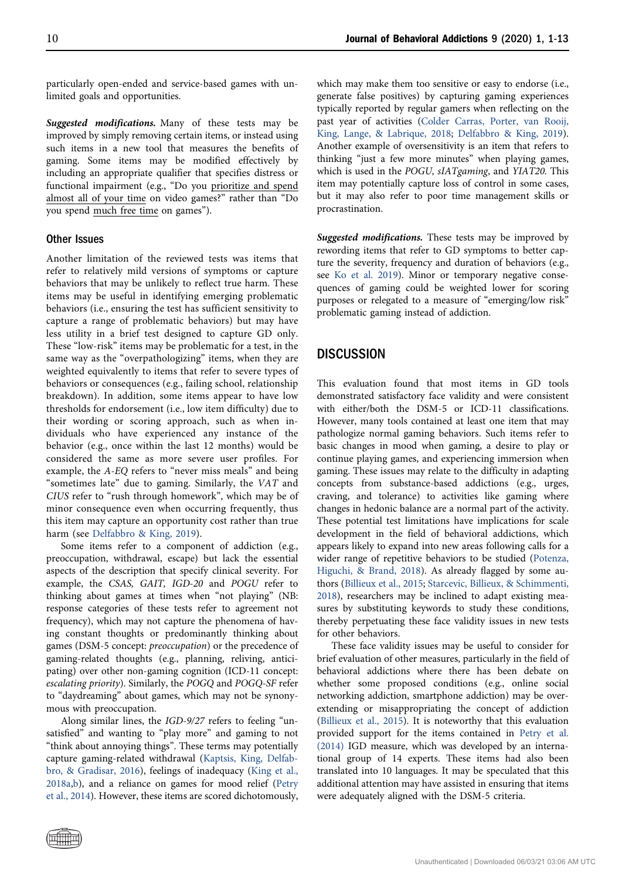particularly open-ended and service-based games with unlimited goals and opportunities.

***Suggested modifications.*** Many of these tests may be improved by simply removing certain items, or instead using such items in a new tool that measures the benefits of gaming. Some items may be modified effectively by including an appropriate qualifier that specifies distress or functional impairment (e.g., "Do you prioritize and spend almost all of your time on video games?" rather than "Do you spend much free time on games").

### Other Issues

Another limitation of the reviewed tests was items that refer to relatively mild versions of symptoms or capture behaviors that may be unlikely to reflect true harm. These items may be useful in identifying emerging problematic behaviors (i.e., ensuring the test has sufficient sensitivity to capture a range of problematic behaviors) but may have less utility in a brief test designed to capture GD only. These "low-risk" items may be problematic for a test, in the same way as the "overpathologizing" items, when they are weighted equivalently to items that refer to severe types of behaviors or consequences (e.g., failing school, relationship breakdown). In addition, some items appear to have low thresholds for endorsement (i.e., low item difficulty) due to their wording or scoring approach, such as when individuals who have experienced any instance of the behavior (e.g., once within the last 12 months) would be considered the same as more severe user profiles. For example, the *A-EQ* refers to "never miss meals" and being "sometimes late" due to gaming. Similarly, the *VAT* and *CIUS* refer to "rush through homework", which may be of minor consequence even when occurring frequently, thus this item may capture an opportunity cost rather than true harm (see Delfabbro & King, 2019).

Some items refer to a component of addiction (e.g., preoccupation, withdrawal, escape) but lack the essential aspects of the description that specify clinical severity. For example, the *CSAS, GAIT, IGD-20* and *POGU* refer to thinking about games at times when "not playing" (NB: response categories of these tests refer to agreement not frequency), which may not capture the phenomena of having constant thoughts or predominantly thinking about games (DSM-5 concept: *preoccupation*) or the precedence of gaming-related thoughts (e.g., planning, reliving, anticipating) over other non-gaming cognition (ICD-11 concept: *escalating priority*). Similarly, the *POGQ* and *POGQ-SF* refer to "daydreaming" about games, which may not be synonymous with preoccupation.

Along similar lines, the *IGD-9/27* refers to feeling "unsatisfied" and wanting to "play more" and gaming to not "think about annoying things". These terms may potentially capture gaming-related withdrawal (Kaptsis, King, Delfabbro, & Gradisar, 2016), feelings of inadequacy (King et al., 2018a,b), and a reliance on games for mood relief (Petry et al., 2014). However, these items are scored dichotomously, which may make them too sensitive or easy to endorse (i.e., generate false positives) by capturing gaming experiences typically reported by regular gamers when reflecting on the past year of activities (Colder Carras, Porter, van Rooij, King, Lange, & Labrique, 2018; Delfabbro & King, 2019). Another example of oversensitivity is an item that refers to thinking "just a few more minutes" when playing games, which is used in the *POGU, sIATgaming*, and *YIAT20.* This item may potentially capture loss of control in some cases, but it may also refer to poor time management skills or procrastination.

***Suggested modifications.*** These tests may be improved by rewording items that refer to GD symptoms to better capture the severity, frequency and duration of behaviors (e.g., see Ko et al. 2019). Minor or temporary negative consequences of gaming could be weighted lower for scoring purposes or relegated to a measure of "emerging/low risk" problematic gaming instead of addiction.

## DISCUSSION

This evaluation found that most items in GD tools demonstrated satisfactory face validity and were consistent with either/both the DSM-5 or ICD-11 classifications. However, many tools contained at least one item that may pathologize normal gaming behaviors. Such items refer to basic changes in mood when gaming, a desire to play or continue playing games, and experiencing immersion when gaming. These issues may relate to the difficulty in adapting concepts from substance-based addictions (e.g., urges, craving, and tolerance) to activities like gaming where changes in hedonic balance are a normal part of the activity. These potential test limitations have implications for scale development in the field of behavioral addictions, which appears likely to expand into new areas following calls for a wider range of repetitive behaviors to be studied (Potenza, Higuchi, & Brand, 2018). As already flagged by some authors (Billieux et al., 2015; Starcevic, Billieux, & Schimmenti, 2018), researchers may be inclined to adapt existing measures by substituting keywords to study these conditions, thereby perpetuating these face validity issues in new tests for other behaviors.

These face validity issues may be useful to consider for brief evaluation of other measures, particularly in the field of behavioral addictions where there has been debate on whether some proposed conditions (e.g., online social networking addiction, smartphone addiction) may be over-extending or misappropriating the concept of addiction (Billieux et al., 2015). It is noteworthy that this evaluation provided support for the items contained in Petry et al. (2014) IGD measure, which was developed by an international group of 14 experts. These items had also been translated into 10 languages. It may be speculated that this additional attention may have assisted in ensuring that items were adequately aligned with the DSM-5 criteria.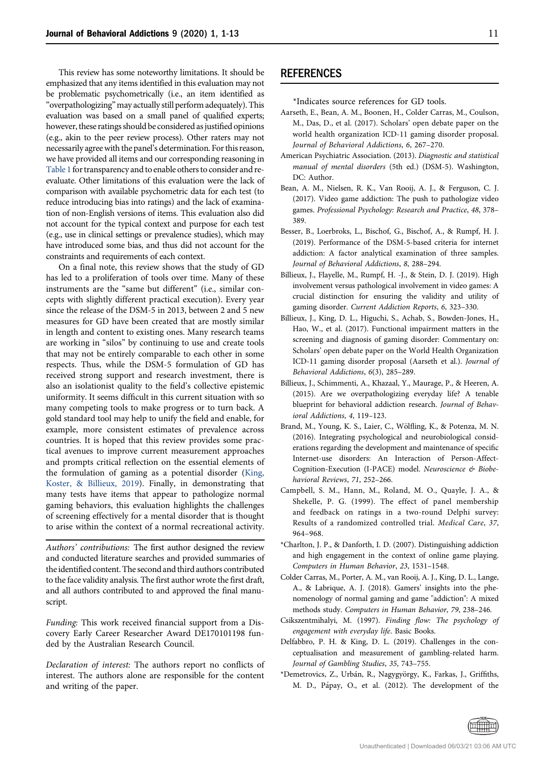This review has some noteworthy limitations. It should be emphasized that any items identified in this evaluation may not be problematic psychometrically (i.e., an item identified as "overpathologizing" may actually still perform adequately). This evaluation was based on a small panel of qualified experts; however, these ratings should be considered as justified opinions (e.g., akin to the peer review process). Other raters may not necessarily agree with the panel's determination. For this reason, we have provided all items and our corresponding reasoning in Table 1 for transparency and to enable others to consider and re-evaluate. Other limitations of this evaluation were the lack of comparison with available psychometric data for each test (to reduce introducing bias into ratings) and the lack of examination of non-English versions of items. This evaluation also did not account for the typical context and purpose for each test (e.g., use in clinical settings or prevalence studies), which may have introduced some bias, and thus did not account for the constraints and requirements of each context.

On a final note, this review shows that the study of GD has led to a proliferation of tools over time. Many of these instruments are the "same but different" (i.e., similar concepts with slightly different practical execution). Every year since the release of the DSM-5 in 2013, between 2 and 5 new measures for GD have been created that are mostly similar in length and content to existing ones. Many research teams are working in "silos" by continuing to use and create tools that may not be entirely comparable to each other in some respects. Thus, while the DSM-5 formulation of GD has received strong support and research investment, there is also an isolationist quality to the field's collective epistemic uniformity. It seems difficult in this current situation with so many competing tools to make progress or to turn back. A gold standard tool may help to unify the field and enable, for example, more consistent estimates of prevalence across countries. It is hoped that this review provides some practical avenues to improve current measurement approaches and prompts critical reflection on the essential elements of the formulation of gaming as a potential disorder (King, Koster, & Billieux, 2019). Finally, in demonstrating that many tests have items that appear to pathologize normal gaming behaviors, this evaluation highlights the challenges of screening effectively for a mental disorder that is thought to arise within the context of a normal recreational activity.

*Authors' contributions:* The first author designed the review and conducted literature searches and provided summaries of the identified content. The second and third authors contributed to the face validity analysis. The first author wrote the first draft, and all authors contributed to and approved the final manuscript.

*Funding:* This work received financial support from a Discovery Early Career Researcher Award DE170101198 funded by the Australian Research Council.

*Declaration of interest:* The authors report no conflicts of interest. The authors alone are responsible for the content and writing of the paper.

## REFERENCES

*Indicates source references for GD tools.

Aarseth, E., Bean, A. M., Boonen, H., Colder Carras, M., Coulson, M., Das, D., et al. (2017). Scholars' open debate paper on the world health organization ICD-11 gaming disorder proposal. *Journal of Behavioral Addictions*, *6*, 267–270.

American Psychiatric Association. (2013). *Diagnostic and statistical manual of mental disorders* (5th ed.) (DSM-5). Washington, DC: Author.

Bean, A. M., Nielsen, R. K., Van Rooij, A. J., & Ferguson, C. J. (2017). Video game addiction: The push to pathologize video games. *Professional Psychology: Research and Practice*, *48*, 378–389.

Besser, B., Loerbroks, L., Bischof, G., Bischof, A., & Rumpf, H. J. (2019). Performance of the DSM-5-based criteria for internet addiction: A factor analytical examination of three samples. *Journal of Behavioral Addictions*, *8*, 288–294.

Billieux, J., Flayelle, M., Rumpf, H. -J., & Stein, D. J. (2019). High involvement versus pathological involvement in video games: A crucial distinction for ensuring the validity and utility of gaming disorder. *Current Addiction Reports*, *6*, 323–330.

Billieux, J., King, D. L., Higuchi, S., Achab, S., Bowden-Jones, H., Hao, W., et al. (2017). Functional impairment matters in the screening and diagnosis of gaming disorder: Commentary on: Scholars' open debate paper on the World Health Organization ICD-11 gaming disorder proposal (Aarseth et al.). *Journal of Behavioral Addictions*, *6*(3), 285–289.

Billieux, J., Schimmenti, A., Khazaal, Y., Maurage, P., & Heeren, A. (2015). Are we overpathologizing everyday life? A tenable blueprint for behavioral addiction research. *Journal of Behavioral Addictions*, *4*, 119–123.

Brand, M., Young, K. S., Laier, C., Wölfling, K., & Potenza, M. N. (2016). Integrating psychological and neurobiological considerations regarding the development and maintenance of specific Internet-use disorders: An Interaction of Person-Affect-Cognition-Execution (I-PACE) model. *Neuroscience & Biobehavioral Reviews*, *71*, 252–266.

Campbell, S. M., Hann, M., Roland, M. O., Quayle, J. A., & Shekelle, P. G. (1999). The effect of panel membership and feedback on ratings in a two-round Delphi survey: Results of a randomized controlled trial. *Medical Care*, *37*, 964–968.

*Charlton, J. P., & Danforth, I. D. (2007). Distinguishing addiction and high engagement in the context of online game playing. *Computers in Human Behavior*, *23*, 1531–1548.

Colder Carras, M., Porter, A. M., van Rooij, A. J., King, D. L., Lange, A., & Labrique, A. J. (2018). Gamers' insights into the phenomenology of normal gaming and game "addiction": A mixed methods study. *Computers in Human Behavior*, *79*, 238–246.

Csikszentmihalyi, M. (1997). *Finding flow: The psychology of engagement with everyday life*. Basic Books.

Delfabbro, P. H. & King, D. L. (2019). Challenges in the conceptualisation and measurement of gambling-related harm. *Journal of Gambling Studies*, *35*, 743–755.

*Demetrovics, Z., Urbán, R., Nagygyörgy, K., Farkas, J., Griffiths, M. D., Pápay, O., et al. (2012). The development of the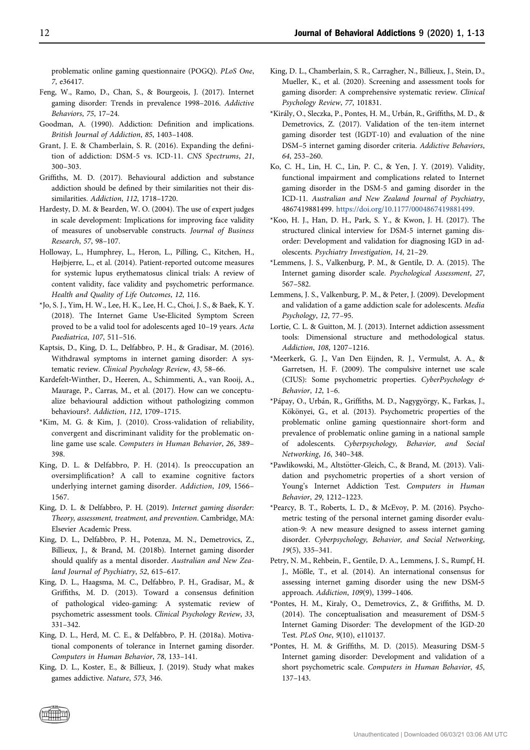problematic online gaming questionnaire (POGQ). *PLoS One*, *7*, e36417.

Feng, W., Ramo, D., Chan, S., & Bourgeois, J. (2017). Internet gaming disorder: Trends in prevalence 1998–2016. *Addictive Behaviors*, *75*, 17–24.

Goodman, A. (1990). Addiction: Definition and implications. *British Journal of Addiction*, *85*, 1403–1408.

Grant, J. E. & Chamberlain, S. R. (2016). Expanding the definition of addiction: DSM-5 vs. ICD-11. *CNS Spectrums*, *21*, 300–303.

Griffiths, M. D. (2017). Behavioural addiction and substance addiction should be defined by their similarities not their dissimilarities. *Addiction*, *112*, 1718–1720.

Hardesty, D. M. & Bearden, W. O. (2004). The use of expert judges in scale development: Implications for improving face validity of measures of unobservable constructs. *Journal of Business Research*, *57*, 98–107.

Holloway, L., Humphrey, L., Heron, L., Pilling, C., Kitchen, H., Højbjerre, L., et al. (2014). Patient-reported outcome measures for systemic lupus erythematosus clinical trials: A review of content validity, face validity and psychometric performance. *Health and Quality of Life Outcomes*, *12*, 116.

*Jo, S. J., Yim, H. W., Lee, H. K., Lee, H. C., Choi, J. S., & Baek, K. Y. (2018). The Internet Game Use-Elicited Symptom Screen proved to be a valid tool for adolescents aged 10–19 years. *Acta Paediatrica*, *107*, 511–516.

Kaptsis, D., King, D. L., Delfabbro, P. H., & Gradisar, M. (2016). Withdrawal symptoms in internet gaming disorder: A systematic review. *Clinical Psychology Review*, *43*, 58–66.

Kardefelt-Winther, D., Heeren, A., Schimmenti, A., van Rooij, A., Maurage, P., Carras, M., et al. (2017). How can we conceptualize behavioural addiction without pathologizing common behaviours?. *Addiction*, *112*, 1709–1715.

*Kim, M. G. & Kim, J. (2010). Cross-validation of reliability, convergent and discriminant validity for the problematic online game use scale. *Computers in Human Behavior*, *26*, 389–398.

King, D. L. & Delfabbro, P. H. (2014). Is preoccupation an oversimplification? A call to examine cognitive factors underlying internet gaming disorder. *Addiction*, *109*, 1566–1567.

King, D. L. & Delfabbro, P. H. (2019). *Internet gaming disorder: Theory, assessment, treatment, and prevention*. Cambridge, MA: Elsevier Academic Press.

King, D. L., Delfabbro, P. H., Potenza, M. N., Demetrovics, Z., Billieux, J., & Brand, M. (2018b). Internet gaming disorder should qualify as a mental disorder. *Australian and New Zealand Journal of Psychiatry*, *52*, 615–617.

King, D. L., Haagsma, M. C., Delfabbro, P. H., Gradisar, M., & Griffiths, M. D. (2013). Toward a consensus definition of pathological video-gaming: A systematic review of psychometric assessment tools. *Clinical Psychology Review*, *33*, 331–342.

King, D. L., Herd, M. C. E., & Delfabbro, P. H. (2018a). Motivational components of tolerance in Internet gaming disorder. *Computers in Human Behavior*, *78*, 133–141.

King, D. L., Koster, E., & Billieux, J. (2019). Study what makes games addictive. *Nature*, *573*, 346.

King, D. L., Chamberlain, S. R., Carragher, N., Billieux, J., Stein, D., Mueller, K., et al. (2020). Screening and assessment tools for gaming disorder: A comprehensive systematic review. *Clinical Psychology Review*, *77*, 101831.

*Király, O., Sleczka, P., Pontes, H. M., Urbán, R., Griffiths, M. D., & Demetrovics, Z. (2017). Validation of the ten-item internet gaming disorder test (IGDT-10) and evaluation of the nine DSM–5 internet gaming disorder criteria. *Addictive Behaviors*, *64*, 253–260.

Ko, C. H., Lin, H. C., Lin, P. C., & Yen, J. Y. (2019). Validity, functional impairment and complications related to Internet gaming disorder in the DSM-5 and gaming disorder in the ICD-11. *Australian and New Zealand Journal of Psychiatry*, 4867419881499. https://doi.org/10.1177/0004867419881499.

*Koo, H. J., Han, D. H., Park, S. Y., & Kwon, J. H. (2017). The structured clinical interview for DSM-5 internet gaming disorder: Development and validation for diagnosing IGD in adolescents. *Psychiatry Investigation*, *14*, 21–29.

*Lemmens, J. S., Valkenburg, P. M., & Gentile, D. A. (2015). The Internet gaming disorder scale. *Psychological Assessment*, *27*, 567–582.

Lemmens, J. S., Valkenburg, P. M., & Peter, J. (2009). Development and validation of a game addiction scale for adolescents. *Media Psychology*, *12*, 77–95.

Lortie, C. L. & Guitton, M. J. (2013). Internet addiction assessment tools: Dimensional structure and methodological status. *Addiction*, *108*, 1207–1216.

*Meerkerk, G. J., Van Den Eijnden, R. J., Vermulst, A. A., & Garretsen, H. F. (2009). The compulsive internet use scale (CIUS): Some psychometric properties. *CyberPsychology & Behavior*, *12*, 1–6.

*Pápay, O., Urbán, R., Griffiths, M. D., Nagygyörgy, K., Farkas, J., Kökönyei, G., et al. (2013). Psychometric properties of the problematic online gaming questionnaire short-form and prevalence of problematic online gaming in a national sample of adolescents. *Cyberpsychology, Behavior, and Social Networking*, *16*, 340–348.

*Pawlikowski, M., Altstötter-Gleich, C., & Brand, M. (2013). Validation and psychometric properties of a short version of Young's Internet Addiction Test. *Computers in Human Behavior*, *29*, 1212–1223.

*Pearcy, B. T., Roberts, L. D., & McEvoy, P. M. (2016). Psychometric testing of the personal internet gaming disorder evaluation-9: A new measure designed to assess internet gaming disorder. *Cyberpsychology, Behavior, and Social Networking*, *19*(5), 335–341.

Petry, N. M., Rehbein, F., Gentile, D. A., Lemmens, J. S., Rumpf, H. J., Mößle, T., et al. (2014). An international consensus for assessing internet gaming disorder using the new DSM-5 approach. *Addiction*, *109*(9), 1399–1406.

*Pontes, H. M., Kiraly, O., Demetrovics, Z., & Griffiths, M. D. (2014). The conceptualisation and measurement of DSM-5 Internet Gaming Disorder: The development of the IGD-20 Test. *PLoS One*, *9*(10), e110137.

*Pontes, H. M. & Griffiths, M. D. (2015). Measuring DSM-5 Internet gaming disorder: Development and validation of a short psychometric scale. *Computers in Human Behavior*, *45*, 137–143.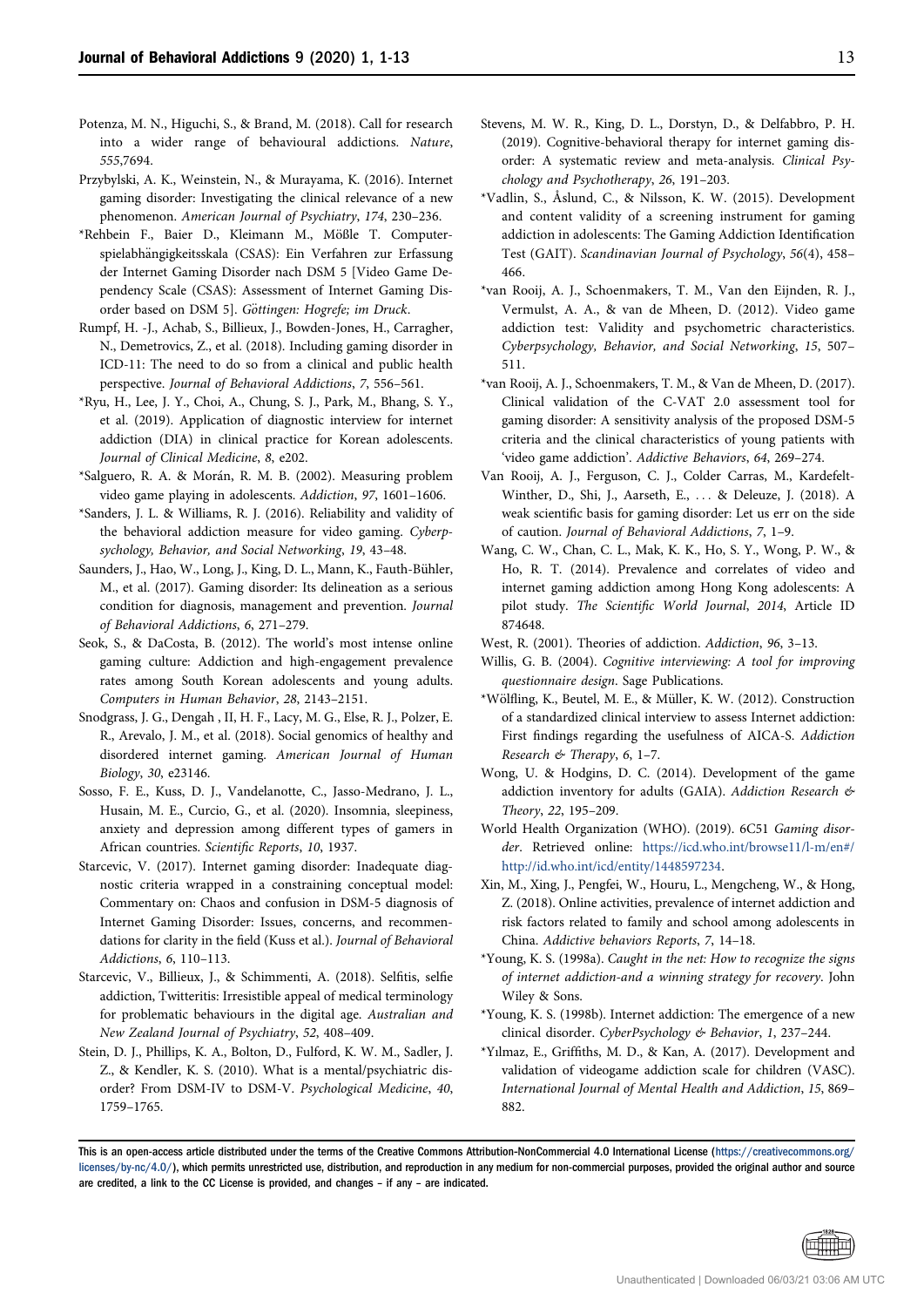Potenza, M. N., Higuchi, S., & Brand, M. (2018). Call for research into a wider range of behavioural addictions. *Nature*, *555*,7694.

Przybylski, A. K., Weinstein, N., & Murayama, K. (2016). Internet gaming disorder: Investigating the clinical relevance of a new phenomenon. *American Journal of Psychiatry*, *174*, 230–236.

*Rehbein F., Baier D., Kleimann M., Mößle T. Computerspielabhängigkeitsskala (CSAS): Ein Verfahren zur Erfassung der Internet Gaming Disorder nach DSM 5 [Video Game Dependency Scale (CSAS): Assessment of Internet Gaming Disorder based on DSM 5]. *Göttingen: Hogrefe; im Druck*.

Rumpf, H. -J., Achab, S., Billieux, J., Bowden-Jones, H., Carragher, N., Demetrovics, Z., et al. (2018). Including gaming disorder in ICD-11: The need to do so from a clinical and public health perspective. *Journal of Behavioral Addictions*, *7*, 556–561.

*Ryu, H., Lee, J. Y., Choi, A., Chung, S. J., Park, M., Bhang, S. Y., et al. (2019). Application of diagnostic interview for internet addiction (DIA) in clinical practice for Korean adolescents. *Journal of Clinical Medicine*, *8*, e202.

*Salguero, R. A. & Morán, R. M. B. (2002). Measuring problem video game playing in adolescents. *Addiction*, *97*, 1601–1606.

*Sanders, J. L. & Williams, R. J. (2016). Reliability and validity of the behavioral addiction measure for video gaming. *Cyberpsychology, Behavior, and Social Networking*, *19*, 43–48.

Saunders, J., Hao, W., Long, J., King, D. L., Mann, K., Fauth-Bühler, M., et al. (2017). Gaming disorder: Its delineation as a serious condition for diagnosis, management and prevention. *Journal of Behavioral Addictions*, *6*, 271–279.

Seok, S., & DaCosta, B. (2012). The world's most intense online gaming culture: Addiction and high-engagement prevalence rates among South Korean adolescents and young adults. *Computers in Human Behavior*, *28*, 2143–2151.

Snodgrass, J. G., Dengah , II, H. F., Lacy, M. G., Else, R. J., Polzer, E. R., Arevalo, J. M., et al. (2018). Social genomics of healthy and disordered internet gaming. *American Journal of Human Biology*, *30*, e23146.

Sosso, F. E., Kuss, D. J., Vandelanotte, C., Jasso-Medrano, J. L., Husain, M. E., Curcio, G., et al. (2020). Insomnia, sleepiness, anxiety and depression among different types of gamers in African countries. *Scientific Reports*, *10*, 1937.

Starcevic, V. (2017). Internet gaming disorder: Inadequate diagnostic criteria wrapped in a constraining conceptual model: Commentary on: Chaos and confusion in DSM-5 diagnosis of Internet Gaming Disorder: Issues, concerns, and recommendations for clarity in the field (Kuss et al.). *Journal of Behavioral Addictions*, *6*, 110–113.

Starcevic, V., Billieux, J., & Schimmenti, A. (2018). Selfitis, selfie addiction, Twitteritis: Irresistible appeal of medical terminology for problematic behaviours in the digital age. *Australian and New Zealand Journal of Psychiatry*, *52*, 408–409.

Stein, D. J., Phillips, K. A., Bolton, D., Fulford, K. W. M., Sadler, J. Z., & Kendler, K. S. (2010). What is a mental/psychiatric disorder? From DSM-IV to DSM-V. *Psychological Medicine*, *40*, 1759–1765.

Stevens, M. W. R., King, D. L., Dorstyn, D., & Delfabbro, P. H. (2019). Cognitive-behavioral therapy for internet gaming disorder: A systematic review and meta-analysis. *Clinical Psychology and Psychotherapy*, *26*, 191–203.

*Vadlin, S., Åslund, C., & Nilsson, K. W. (2015). Development and content validity of a screening instrument for gaming addiction in adolescents: The Gaming Addiction Identification Test (GAIT). *Scandinavian Journal of Psychology*, *56*(4), 458–466.

*van Rooij, A. J., Schoenmakers, T. M., Van den Eijnden, R. J., Vermulst, A. A., & van de Mheen, D. (2012). Video game addiction test: Validity and psychometric characteristics. *Cyberpsychology, Behavior, and Social Networking*, *15*, 507–511.

*van Rooij, A. J., Schoenmakers, T. M., & Van de Mheen, D. (2017). Clinical validation of the C-VAT 2.0 assessment tool for gaming disorder: A sensitivity analysis of the proposed DSM-5 criteria and the clinical characteristics of young patients with 'video game addiction'. *Addictive Behaviors*, *64*, 269–274.

Van Rooij, A. J., Ferguson, C. J., Colder Carras, M., Kardefelt-Winther, D., Shi, J., Aarseth, E., . . . & Deleuze, J. (2018). A weak scientific basis for gaming disorder: Let us err on the side of caution. *Journal of Behavioral Addictions*, *7*, 1–9.

Wang, C. W., Chan, C. L., Mak, K. K., Ho, S. Y., Wong, P. W., & Ho, R. T. (2014). Prevalence and correlates of video and internet gaming addiction among Hong Kong adolescents: A pilot study. *The Scientific World Journal*, *2014*, Article ID 874648.

West, R. (2001). Theories of addiction. *Addiction*, *96*, 3–13.

Willis, G. B. (2004). *Cognitive interviewing: A tool for improving questionnaire design*. Sage Publications.

*Wölfling, K., Beutel, M. E., & Müller, K. W. (2012). Construction of a standardized clinical interview to assess Internet addiction: First findings regarding the usefulness of AICA-S. *Addiction Research & Therapy*, *6*, 1–7.

Wong, U. & Hodgins, D. C. (2014). Development of the game addiction inventory for adults (GAIA). *Addiction Research & Theory*, *22*, 195–209.

World Health Organization (WHO). (2019). 6C51 *Gaming disorder*. Retrieved online: https://icd.who.int/browse11/l-m/en#/ http://id.who.int/icd/entity/1448597234.

Xin, M., Xing, J., Pengfei, W., Houru, L., Mengcheng, W., & Hong, Z. (2018). Online activities, prevalence of internet addiction and risk factors related to family and school among adolescents in China. *Addictive behaviors Reports*, *7*, 14–18.

*Young, K. S. (1998a). *Caught in the net: How to recognize the signs of internet addiction-and a winning strategy for recovery*. John Wiley & Sons.

*Young, K. S. (1998b). Internet addiction: The emergence of a new clinical disorder. *CyberPsychology & Behavior*, *1*, 237–244.

*Yılmaz, E., Griffiths, M. D., & Kan, A. (2017). Development and validation of videogame addiction scale for children (VASC). *International Journal of Mental Health and Addiction*, *15*, 869–882.

This is an open-access article distributed under the terms of the Creative Commons Attribution-NonCommercial 4.0 International License (https://creativecommons.org/licenses/by-nc/4.0/), which permits unrestricted use, distribution, and reproduction in any medium for non-commercial purposes, provided the original author and source are credited, a link to the CC License is provided, and changes – if any – are indicated.